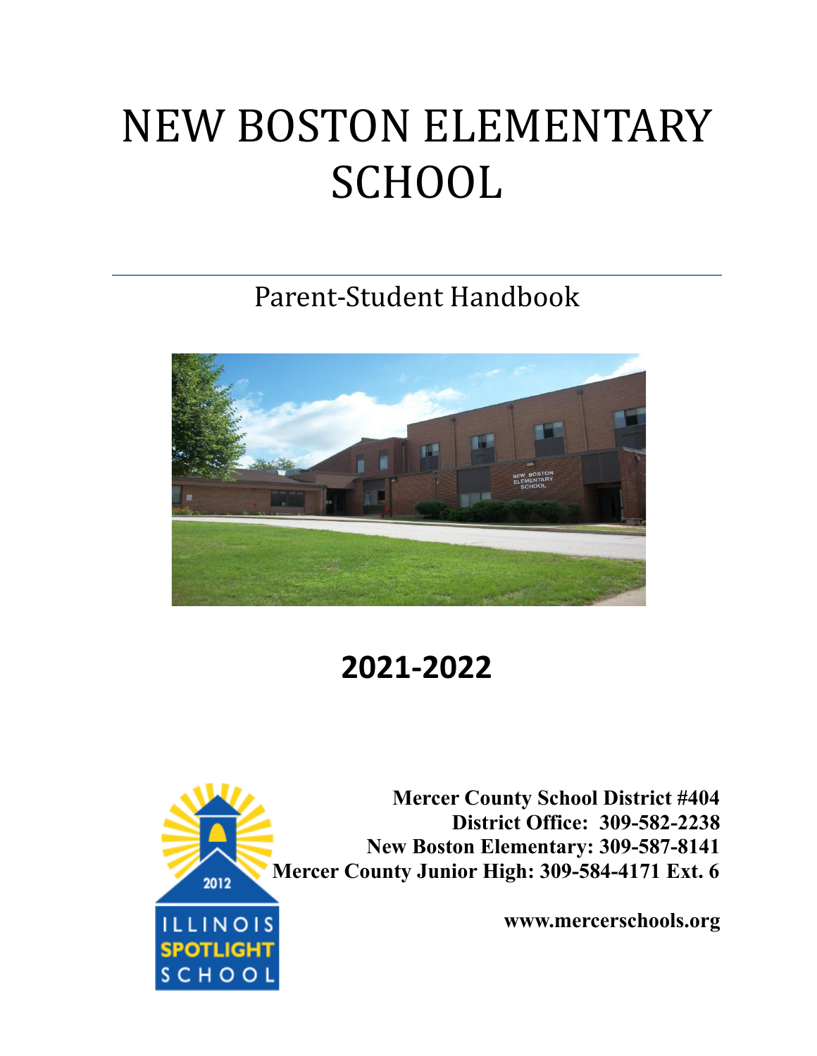# NEW BOSTON ELEMENTARY SCHOOL

## Parent-Student Handbook

# 2021-2022

**Mercer County School District #404**
**District Office: 309-582-2238**
**New Boston Elementary: 309-587-8141**
**Mercer County Junior High: 309-584-4171 Ext. 6**

**www.mercerschools.org**

2012 ILLINOIS SPOTLIGHT SCHOOL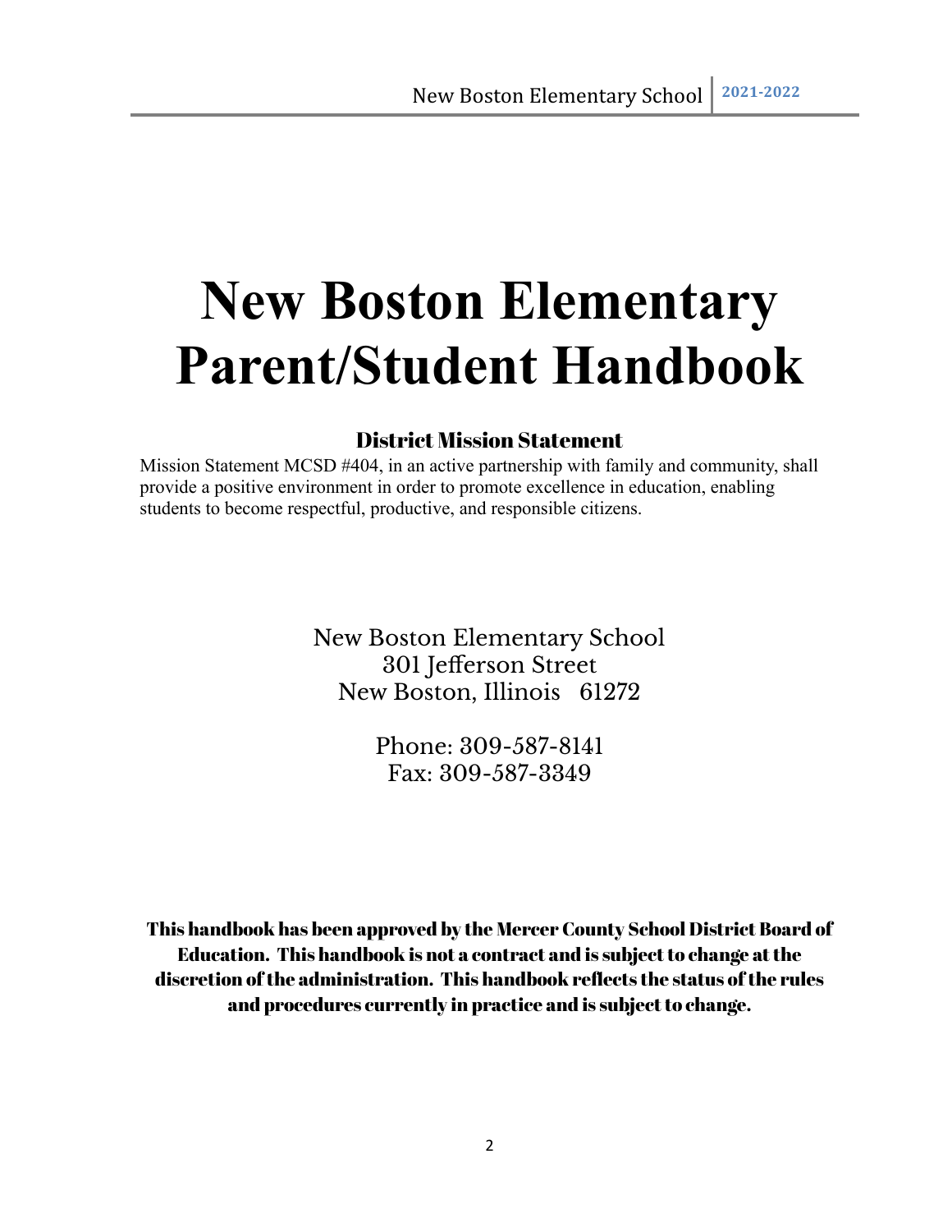# New Boston Elementary Parent/Student Handbook

## District Mission Statement

Mission Statement MCSD #404, in an active partnership with family and community, shall provide a positive environment in order to promote excellence in education, enabling students to become respectful, productive, and responsible citizens.

New Boston Elementary School
301 Jefferson Street
New Boston, Illinois 61272

Phone: 309-587-8141
Fax: 309-587-3349

**This handbook has been approved by the Mercer County School District Board of Education. This handbook is not a contract and is subject to change at the discretion of the administration. This handbook reflects the status of the rules and procedures currently in practice and is subject to change.**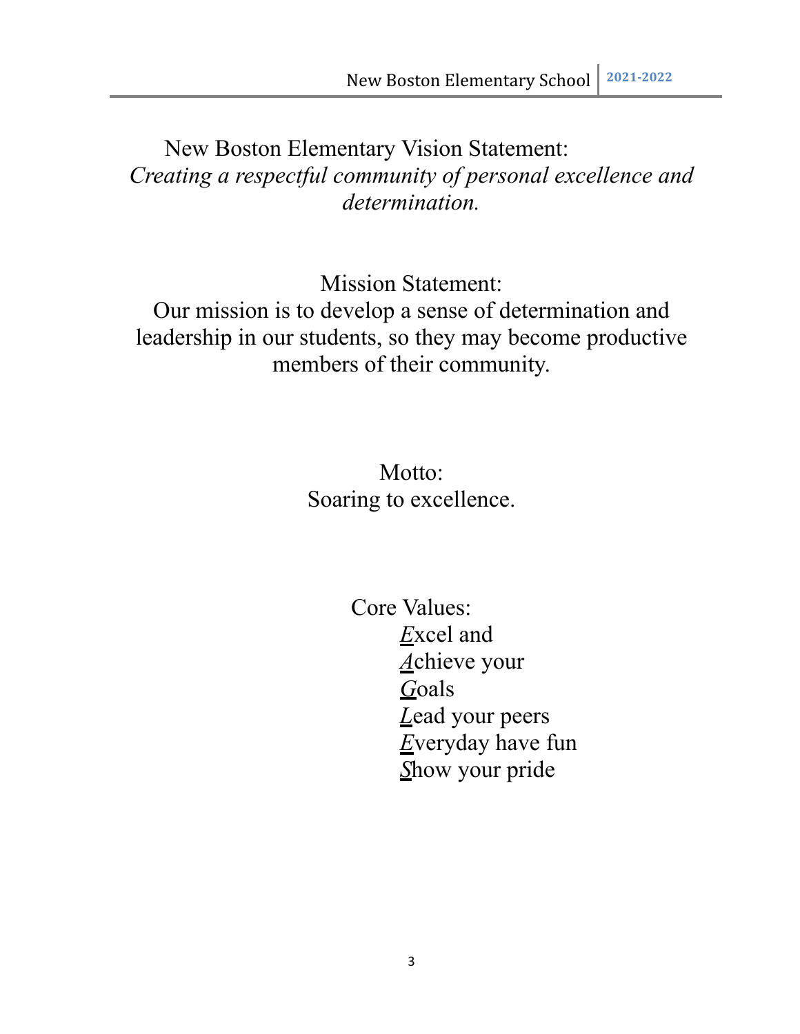New Boston Elementary Vision Statement:

*Creating a respectful community of personal excellence and determination.*

Mission Statement:

Our mission is to develop a sense of determination and leadership in our students, so they may become productive members of their community.

Motto:

Soaring to excellence.

Core Values:

***E***xcel and
***A***chieve your
***G***oals
***L***ead your peers
***E***veryday have fun
***S***how your pride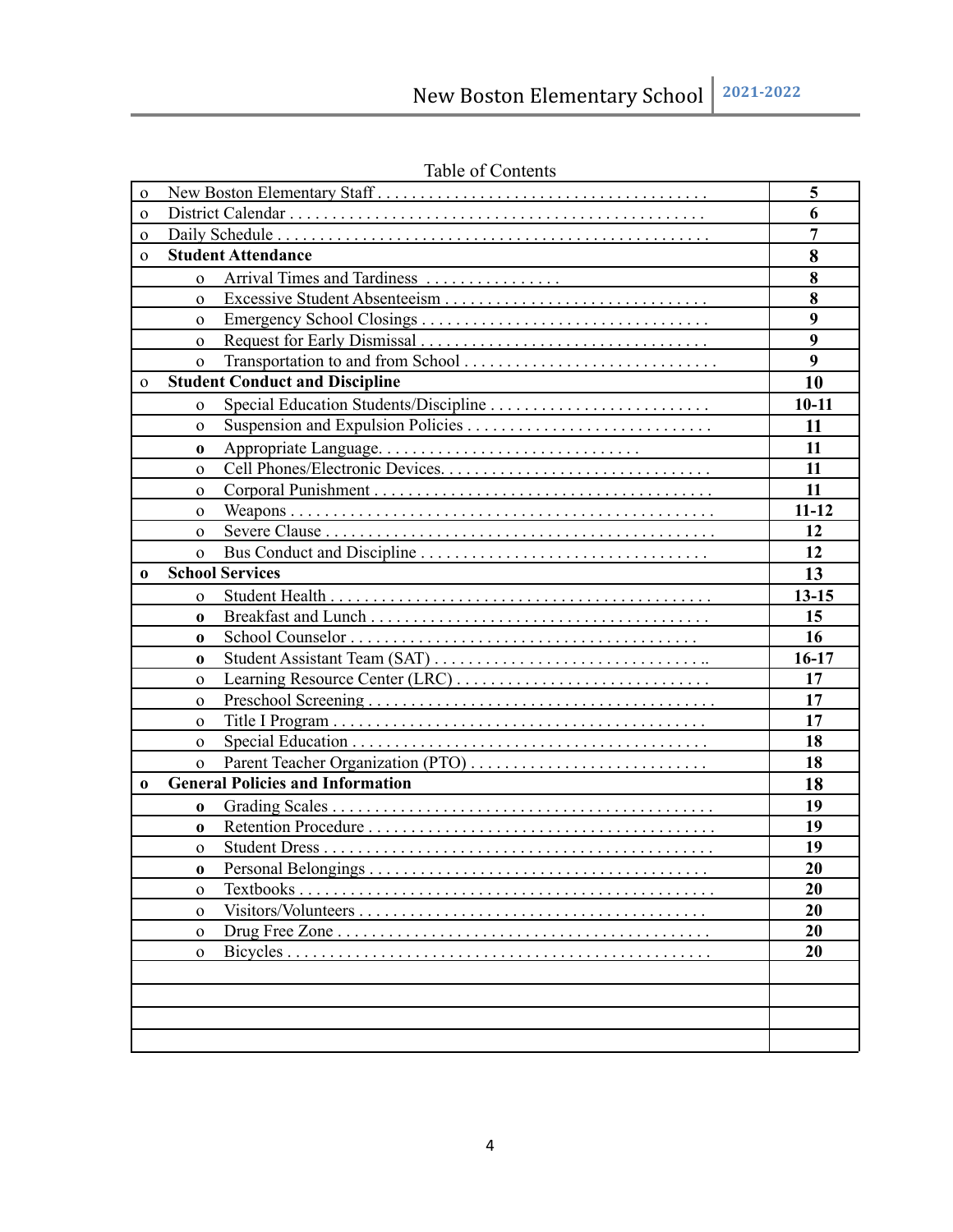Table of Contents

| Section | Page |
|---|---|
| o New Boston Elementary Staff | 5 |
| o District Calendar | 6 |
| o Daily Schedule | 7 |
| o **Student Attendance** | **8** |
| o Arrival Times and Tardiness | 8 |
| o Excessive Student Absenteeism | 8 |
| o Emergency School Closings | 9 |
| o Request for Early Dismissal | 9 |
| o Transportation to and from School | 9 |
| o **Student Conduct and Discipline** | **10** |
| o Special Education Students/Discipline | 10-11 |
| o Suspension and Expulsion Policies | 11 |
| o Appropriate Language | 11 |
| o Cell Phones/Electronic Devices | 11 |
| o Corporal Punishment | 11 |
| o Weapons | 11-12 |
| o Severe Clause | 12 |
| o Bus Conduct and Discipline | 12 |
| o **School Services** | **13** |
| o Student Health | 13-15 |
| o Breakfast and Lunch | 15 |
| o School Counselor | 16 |
| o Student Assistant Team (SAT) | 16-17 |
| o Learning Resource Center (LRC) | 17 |
| o Preschool Screening | 17 |
| o Title I Program | 17 |
| o Special Education | 18 |
| o Parent Teacher Organization (PTO) | 18 |
| o **General Policies and Information** | **18** |
| o Grading Scales | 19 |
| o Retention Procedure | 19 |
| o Student Dress | 19 |
| o Personal Belongings | 20 |
| o Textbooks | 20 |
| o Visitors/Volunteers | 20 |
| o Drug Free Zone | 20 |
| o Bicycles | 20 |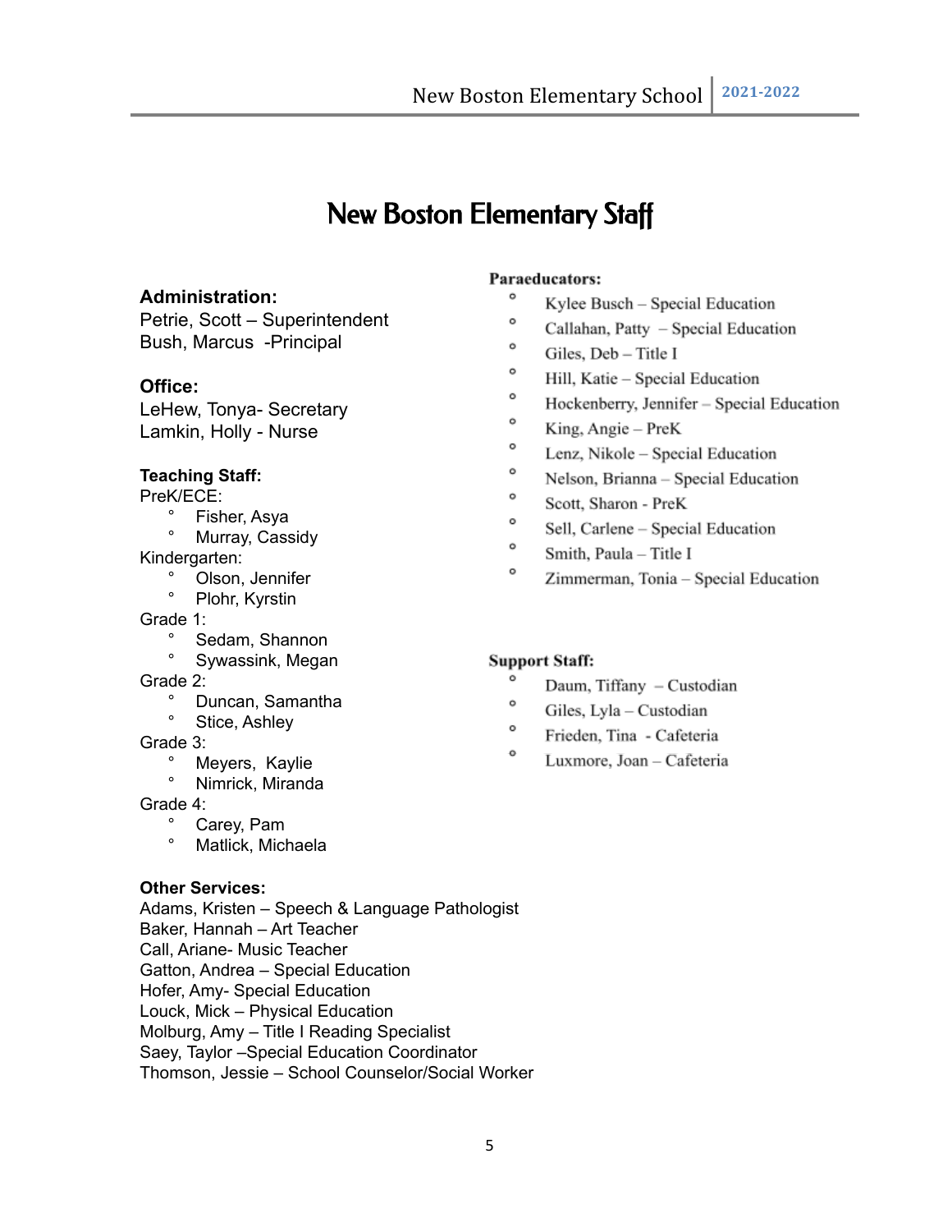# New Boston Elementary Staff

**Administration:**
Petrie, Scott – Superintendent
Bush, Marcus -Principal

**Office:**
LeHew, Tonya- Secretary
Lamkin, Holly - Nurse

**Teaching Staff:**

PreK/ECE:
- Fisher, Asya
- Murray, Cassidy

Kindergarten:
- Olson, Jennifer
- Plohr, Kyrstin

Grade 1:
- Sedam, Shannon
- Sywassink, Megan

Grade 2:
- Duncan, Samantha
- Stice, Ashley

Grade 3:
- Meyers, Kaylie
- Nimrick, Miranda

Grade 4:
- Carey, Pam
- Matlick, Michaela

**Other Services:**
Adams, Kristen – Speech & Language Pathologist
Baker, Hannah – Art Teacher
Call, Ariane- Music Teacher
Gatton, Andrea – Special Education
Hofer, Amy- Special Education
Louck, Mick – Physical Education
Molburg, Amy – Title I Reading Specialist
Saey, Taylor –Special Education Coordinator
Thomson, Jessie – School Counselor/Social Worker

**Paraeducators:**
- Kylee Busch – Special Education
- Callahan, Patty – Special Education
- Giles, Deb – Title I
- Hill, Katie – Special Education
- Hockenberry, Jennifer – Special Education
- King, Angie – PreK
- Lenz, Nikole – Special Education
- Nelson, Brianna – Special Education
- Scott, Sharon - PreK
- Sell, Carlene – Special Education
- Smith, Paula – Title I
- Zimmerman, Tonia – Special Education

**Support Staff:**
- Daum, Tiffany – Custodian
- Giles, Lyla – Custodian
- Frieden, Tina - Cafeteria
- Luxmore, Joan – Cafeteria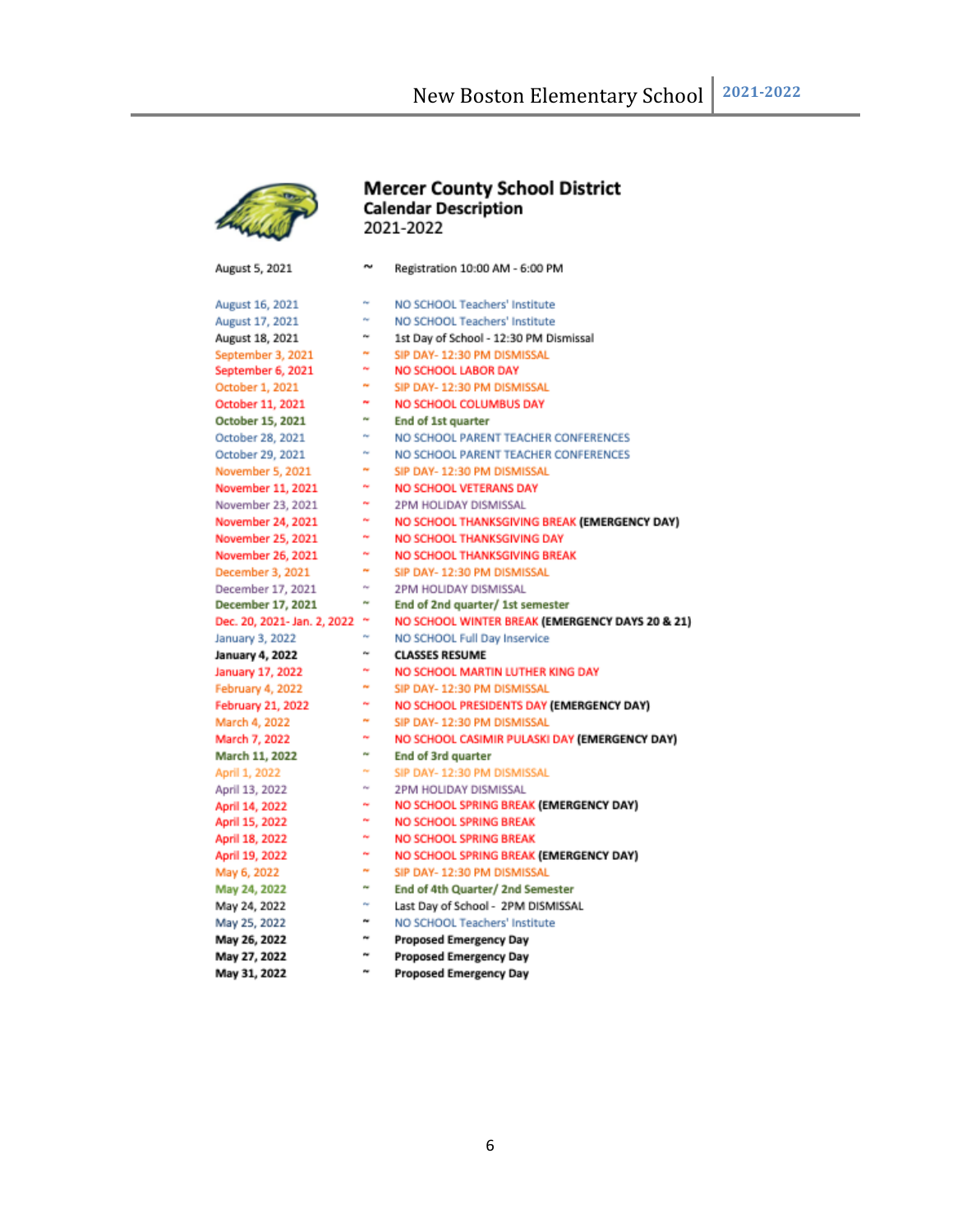## Mercer County School District
**Calendar Description**
2021-2022

| Date | | Event |
|---|---|---|
| August 5, 2021 | ~ | Registration 10:00 AM - 6:00 PM |
| August 16, 2021 | ~ | NO SCHOOL Teachers' Institute |
| August 17, 2021 | ~ | NO SCHOOL Teachers' Institute |
| August 18, 2021 | ~ | 1st Day of School - 12:30 PM Dismissal |
| September 3, 2021 | ~ | SIP DAY- 12:30 PM DISMISSAL |
| September 6, 2021 | ~ | NO SCHOOL LABOR DAY |
| October 1, 2021 | ~ | SIP DAY- 12:30 PM DISMISSAL |
| October 11, 2021 | ~ | NO SCHOOL COLUMBUS DAY |
| October 15, 2021 | ~ | End of 1st quarter |
| October 28, 2021 | ~ | NO SCHOOL PARENT TEACHER CONFERENCES |
| October 29, 2021 | ~ | NO SCHOOL PARENT TEACHER CONFERENCES |
| November 5, 2021 | ~ | SIP DAY- 12:30 PM DISMISSAL |
| November 11, 2021 | ~ | NO SCHOOL VETERANS DAY |
| November 23, 2021 | ~ | 2PM HOLIDAY DISMISSAL |
| November 24, 2021 | ~ | NO SCHOOL THANKSGIVING BREAK **(EMERGENCY DAY)** |
| November 25, 2021 | ~ | NO SCHOOL THANKSGIVING DAY |
| November 26, 2021 | ~ | NO SCHOOL THANKSGIVING BREAK |
| December 3, 2021 | ~ | SIP DAY- 12:30 PM DISMISSAL |
| December 17, 2021 | ~ | 2PM HOLIDAY DISMISSAL |
| December 17, 2021 | ~ | End of 2nd quarter/ 1st semester |
| Dec. 20, 2021- Jan. 2, 2022 | ~ | NO SCHOOL WINTER BREAK **(EMERGENCY DAYS 20 & 21)** |
| January 3, 2022 | ~ | NO SCHOOL Full Day Inservice |
| **January 4, 2022** | ~ | **CLASSES RESUME** |
| January 17, 2022 | ~ | NO SCHOOL MARTIN LUTHER KING DAY |
| February 4, 2022 | ~ | SIP DAY- 12:30 PM DISMISSAL |
| February 21, 2022 | ~ | NO SCHOOL PRESIDENTS DAY **(EMERGENCY DAY)** |
| March 4, 2022 | ~ | SIP DAY- 12:30 PM DISMISSAL |
| March 7, 2022 | ~ | NO SCHOOL CASIMIR PULASKI DAY **(EMERGENCY DAY)** |
| March 11, 2022 | ~ | End of 3rd quarter |
| April 1, 2022 | ~ | SIP DAY- 12:30 PM DISMISSAL |
| April 13, 2022 | ~ | 2PM HOLIDAY DISMISSAL |
| April 14, 2022 | ~ | NO SCHOOL SPRING BREAK **(EMERGENCY DAY)** |
| April 15, 2022 | ~ | NO SCHOOL SPRING BREAK |
| April 18, 2022 | ~ | NO SCHOOL SPRING BREAK |
| April 19, 2022 | ~ | NO SCHOOL SPRING BREAK **(EMERGENCY DAY)** |
| May 6, 2022 | ~ | SIP DAY- 12:30 PM DISMISSAL |
| May 24, 2022 | ~ | End of 4th Quarter/ 2nd Semester |
| May 24, 2022 | ~ | Last Day of School - 2PM DISMISSAL |
| May 25, 2022 | ~ | NO SCHOOL Teachers' Institute |
| **May 26, 2022** | ~ | **Proposed Emergency Day** |
| **May 27, 2022** | ~ | **Proposed Emergency Day** |
| **May 31, 2022** | ~ | **Proposed Emergency Day** |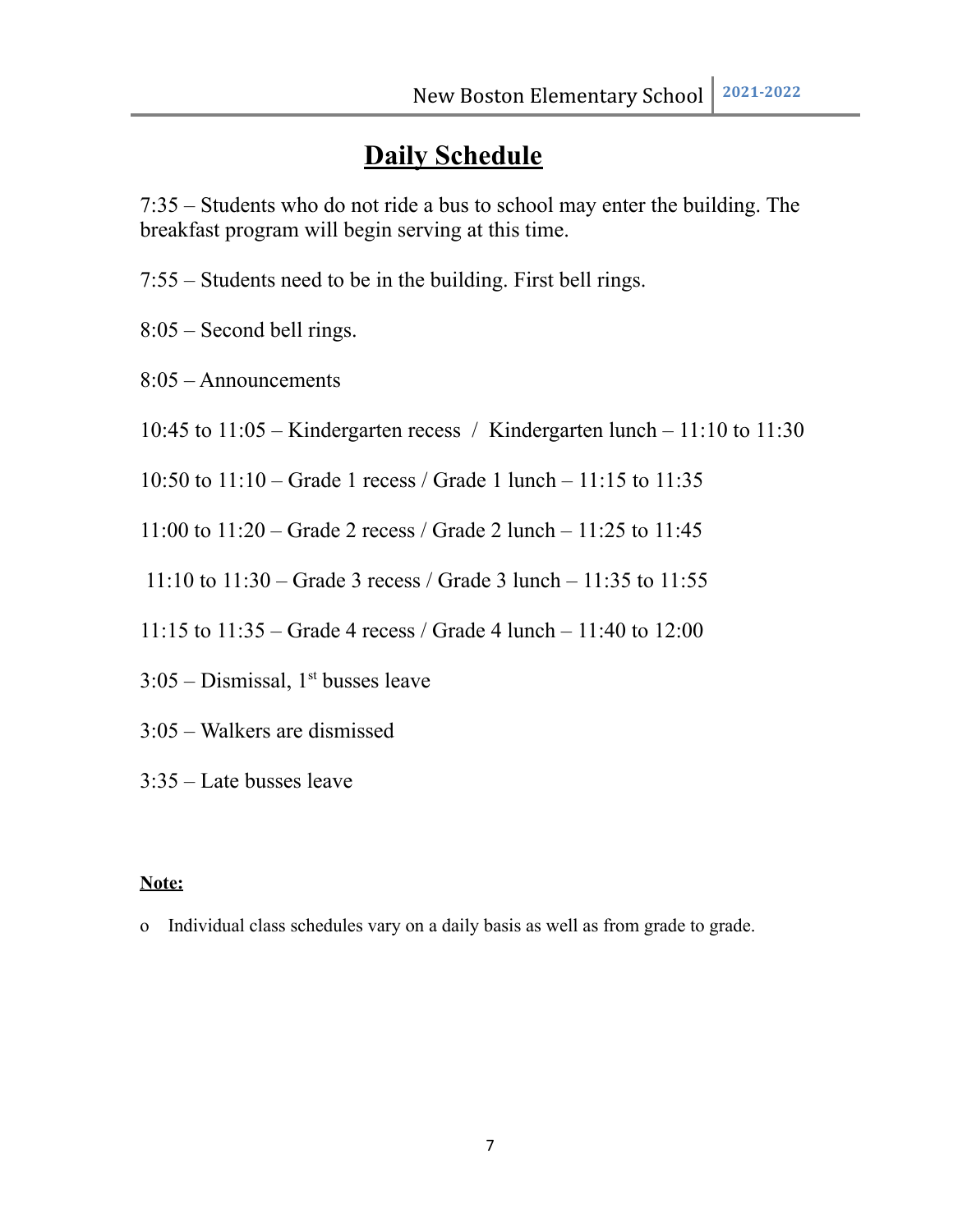# Daily Schedule

7:35 – Students who do not ride a bus to school may enter the building. The breakfast program will begin serving at this time.

7:55 – Students need to be in the building. First bell rings.

8:05 – Second bell rings.

8:05 – Announcements

10:45 to 11:05 – Kindergarten recess / Kindergarten lunch – 11:10 to 11:30

10:50 to 11:10 – Grade 1 recess / Grade 1 lunch – 11:15 to 11:35

11:00 to 11:20 – Grade 2 recess / Grade 2 lunch – 11:25 to 11:45

11:10 to 11:30 – Grade 3 recess / Grade 3 lunch – 11:35 to 11:55

11:15 to 11:35 – Grade 4 recess / Grade 4 lunch – 11:40 to 12:00

3:05 – Dismissal, 1st busses leave

3:05 – Walkers are dismissed

3:35 – Late busses leave

**Note:**

- Individual class schedules vary on a daily basis as well as from grade to grade.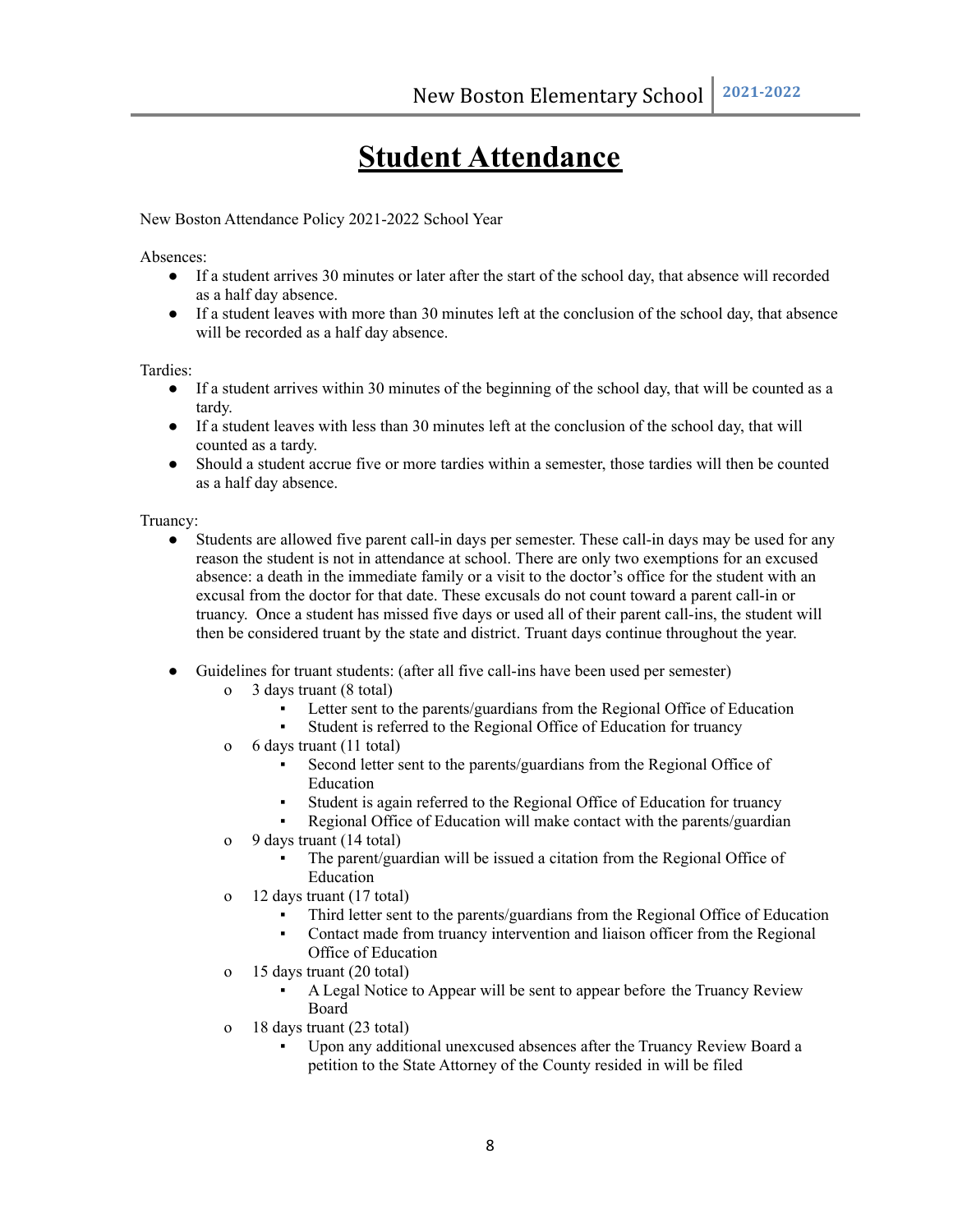# Student Attendance

New Boston Attendance Policy 2021-2022 School Year

Absences:

- If a student arrives 30 minutes or later after the start of the school day, that absence will recorded as a half day absence.
- If a student leaves with more than 30 minutes left at the conclusion of the school day, that absence will be recorded as a half day absence.

Tardies:

- If a student arrives within 30 minutes of the beginning of the school day, that will be counted as a tardy.
- If a student leaves with less than 30 minutes left at the conclusion of the school day, that will counted as a tardy.
- Should a student accrue five or more tardies within a semester, those tardies will then be counted as a half day absence.

Truancy:

- Students are allowed five parent call-in days per semester. These call-in days may be used for any reason the student is not in attendance at school. There are only two exemptions for an excused absence: a death in the immediate family or a visit to the doctor's office for the student with an excusal from the doctor for that date. These excusals do not count toward a parent call-in or truancy. Once a student has missed five days or used all of their parent call-ins, the student will then be considered truant by the state and district. Truant days continue throughout the year.

- Guidelines for truant students: (after all five call-ins have been used per semester)
  - 3 days truant (8 total)
    - Letter sent to the parents/guardians from the Regional Office of Education
    - Student is referred to the Regional Office of Education for truancy
  - 6 days truant (11 total)
    - Second letter sent to the parents/guardians from the Regional Office of Education
    - Student is again referred to the Regional Office of Education for truancy
    - Regional Office of Education will make contact with the parents/guardian
  - 9 days truant (14 total)
    - The parent/guardian will be issued a citation from the Regional Office of Education
  - 12 days truant (17 total)
    - Third letter sent to the parents/guardians from the Regional Office of Education
    - Contact made from truancy intervention and liaison officer from the Regional Office of Education
  - 15 days truant (20 total)
    - A Legal Notice to Appear will be sent to appear before the Truancy Review Board
  - 18 days truant (23 total)
    - Upon any additional unexcused absences after the Truancy Review Board a petition to the State Attorney of the County resided in will be filed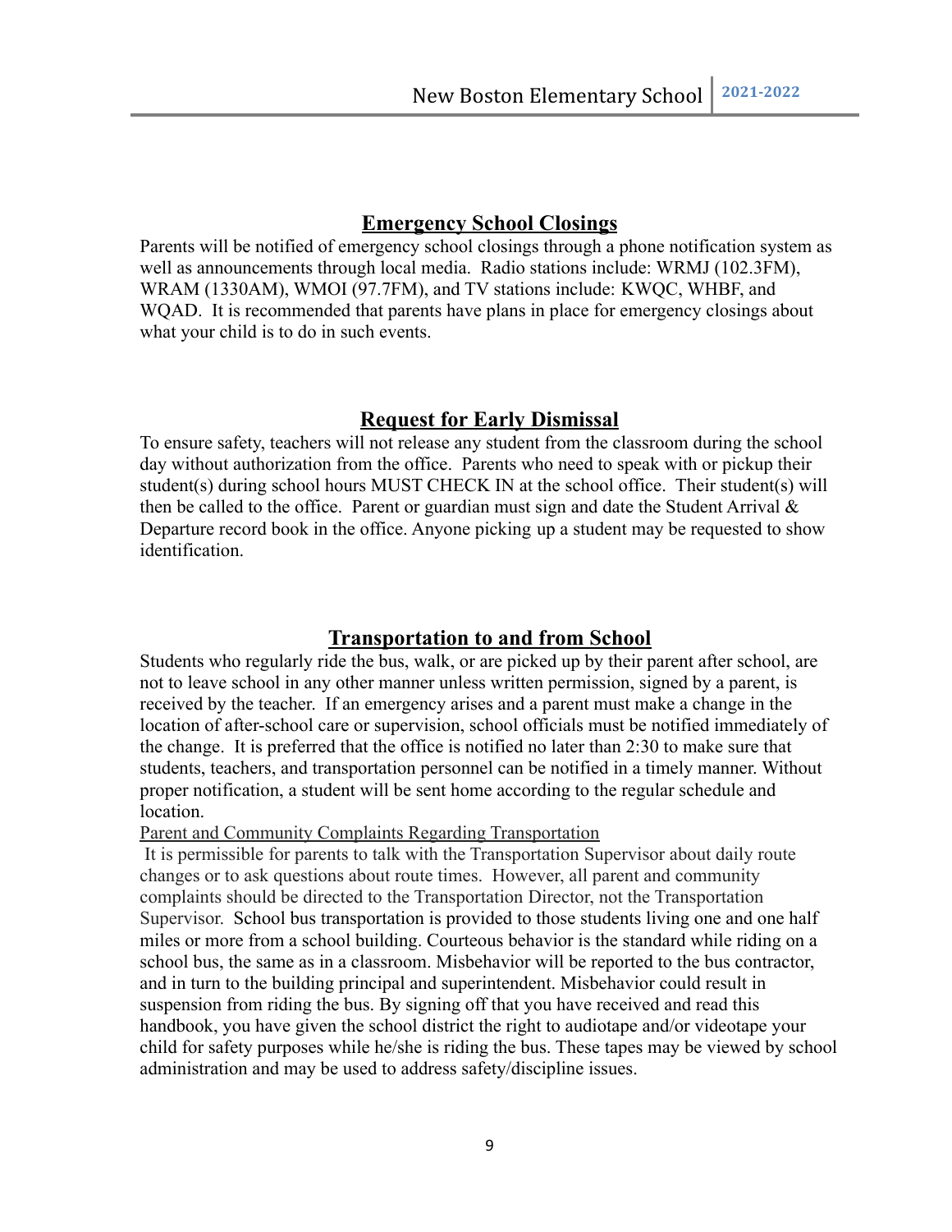## Emergency School Closings

Parents will be notified of emergency school closings through a phone notification system as well as announcements through local media. Radio stations include: WRMJ (102.3FM), WRAM (1330AM), WMOI (97.7FM), and TV stations include: KWQC, WHBF, and WQAD. It is recommended that parents have plans in place for emergency closings about what your child is to do in such events.

## Request for Early Dismissal

To ensure safety, teachers will not release any student from the classroom during the school day without authorization from the office. Parents who need to speak with or pickup their student(s) during school hours MUST CHECK IN at the school office. Their student(s) will then be called to the office. Parent or guardian must sign and date the Student Arrival & Departure record book in the office. Anyone picking up a student may be requested to show identification.

## Transportation to and from School

Students who regularly ride the bus, walk, or are picked up by their parent after school, are not to leave school in any other manner unless written permission, signed by a parent, is received by the teacher. If an emergency arises and a parent must make a change in the location of after-school care or supervision, school officials must be notified immediately of the change. It is preferred that the office is notified no later than 2:30 to make sure that students, teachers, and transportation personnel can be notified in a timely manner. Without proper notification, a student will be sent home according to the regular schedule and location.

Parent and Community Complaints Regarding Transportation

It is permissible for parents to talk with the Transportation Supervisor about daily route changes or to ask questions about route times. However, all parent and community complaints should be directed to the Transportation Director, not the Transportation Supervisor. School bus transportation is provided to those students living one and one half miles or more from a school building. Courteous behavior is the standard while riding on a school bus, the same as in a classroom. Misbehavior will be reported to the bus contractor, and in turn to the building principal and superintendent. Misbehavior could result in suspension from riding the bus. By signing off that you have received and read this handbook, you have given the school district the right to audiotape and/or videotape your child for safety purposes while he/she is riding the bus. These tapes may be viewed by school administration and may be used to address safety/discipline issues.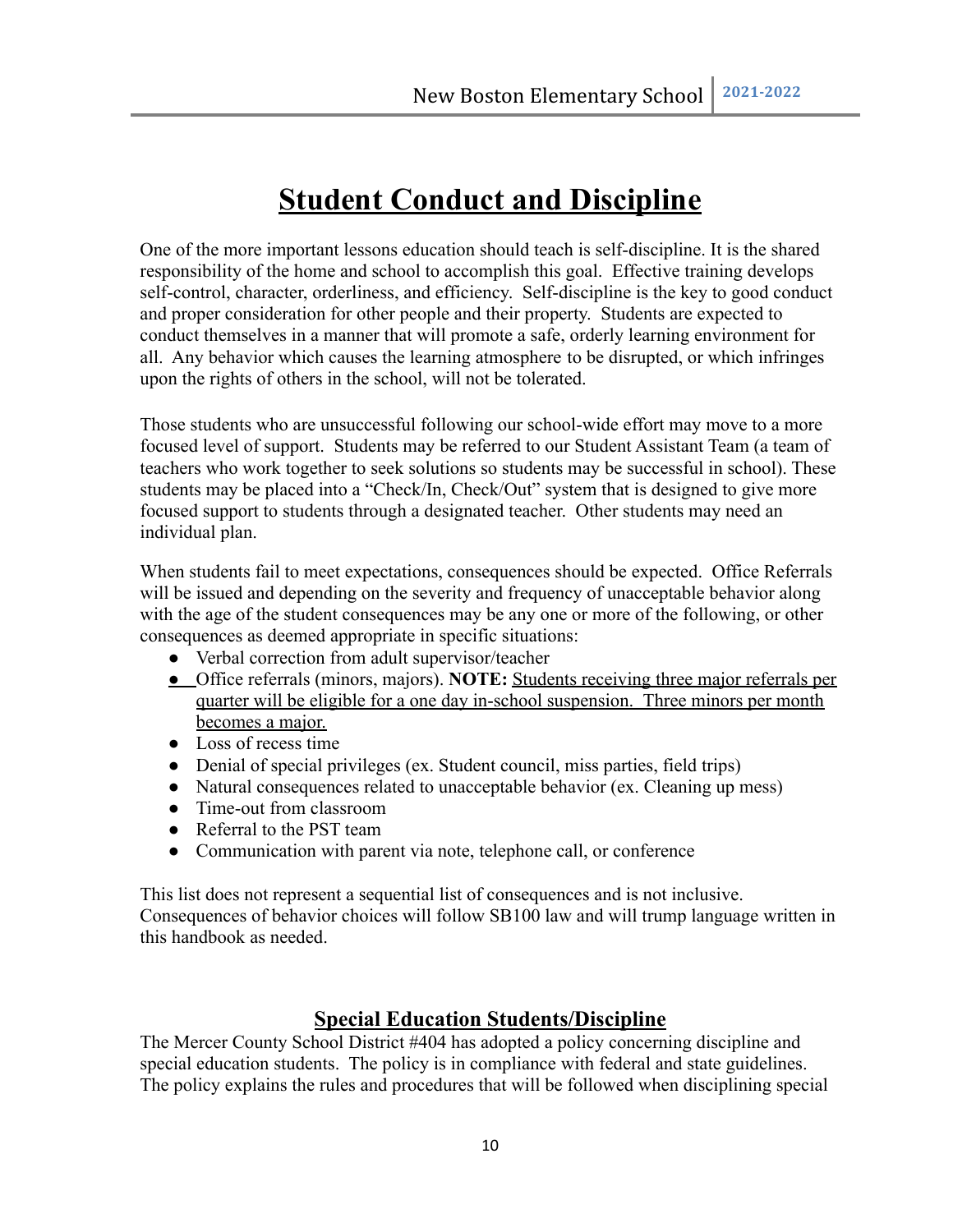# Student Conduct and Discipline

One of the more important lessons education should teach is self-discipline. It is the shared responsibility of the home and school to accomplish this goal. Effective training develops self-control, character, orderliness, and efficiency. Self-discipline is the key to good conduct and proper consideration for other people and their property. Students are expected to conduct themselves in a manner that will promote a safe, orderly learning environment for all. Any behavior which causes the learning atmosphere to be disrupted, or which infringes upon the rights of others in the school, will not be tolerated.

Those students who are unsuccessful following our school-wide effort may move to a more focused level of support. Students may be referred to our Student Assistant Team (a team of teachers who work together to seek solutions so students may be successful in school). These students may be placed into a "Check/In, Check/Out" system that is designed to give more focused support to students through a designated teacher. Other students may need an individual plan.

When students fail to meet expectations, consequences should be expected. Office Referrals will be issued and depending on the severity and frequency of unacceptable behavior along with the age of the student consequences may be any one or more of the following, or other consequences as deemed appropriate in specific situations:

- Verbal correction from adult supervisor/teacher
- Office referrals (minors, majors). **NOTE:** <u>Students receiving three major referrals per quarter will be eligible for a one day in-school suspension. Three minors per month becomes a major.</u>
- Loss of recess time
- Denial of special privileges (ex. Student council, miss parties, field trips)
- Natural consequences related to unacceptable behavior (ex. Cleaning up mess)
- Time-out from classroom
- Referral to the PST team
- Communication with parent via note, telephone call, or conference

This list does not represent a sequential list of consequences and is not inclusive. Consequences of behavior choices will follow SB100 law and will trump language written in this handbook as needed.

## Special Education Students/Discipline

The Mercer County School District #404 has adopted a policy concerning discipline and special education students. The policy is in compliance with federal and state guidelines. The policy explains the rules and procedures that will be followed when disciplining special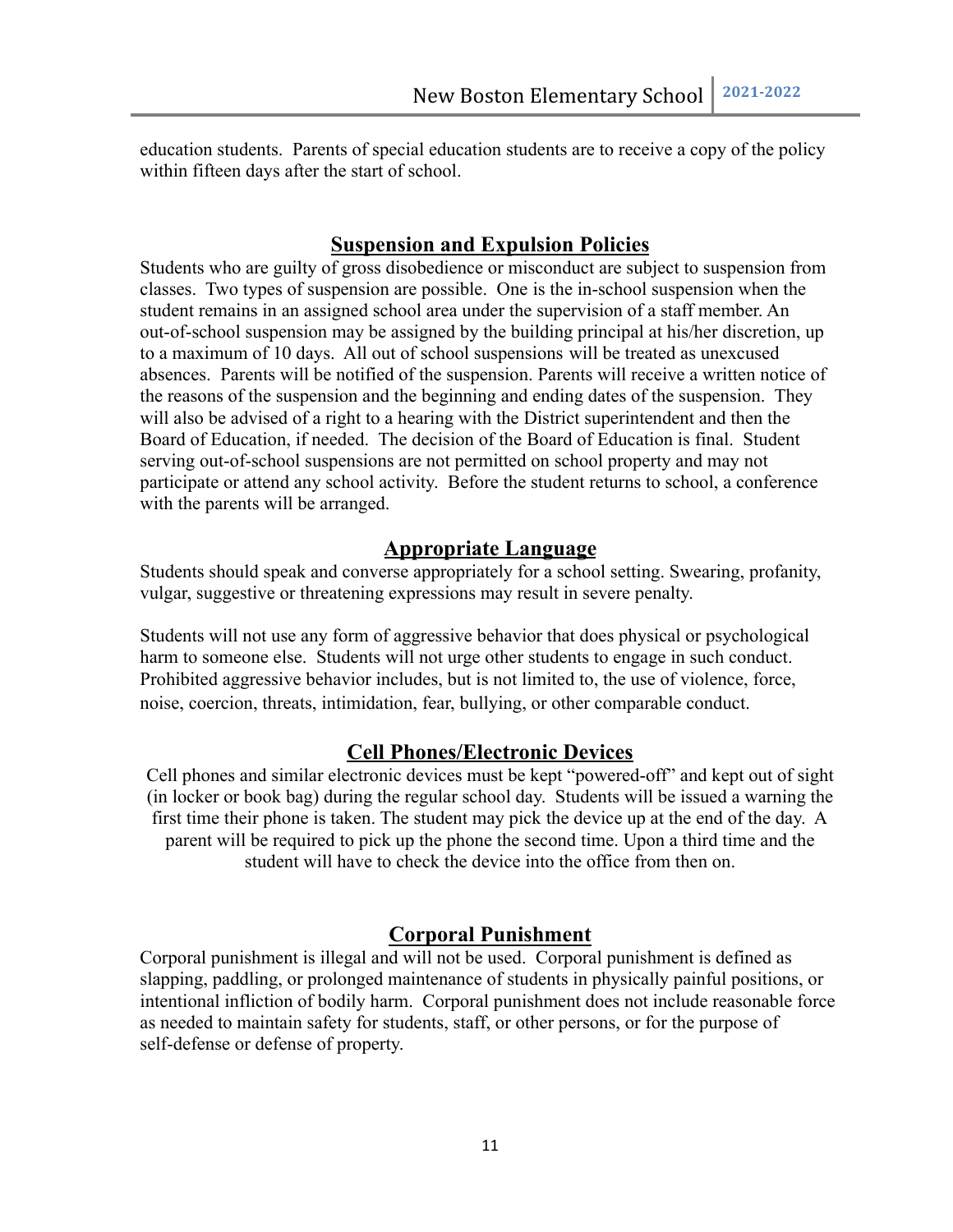education students. Parents of special education students are to receive a copy of the policy within fifteen days after the start of school.

## Suspension and Expulsion Policies

Students who are guilty of gross disobedience or misconduct are subject to suspension from classes. Two types of suspension are possible. One is the in-school suspension when the student remains in an assigned school area under the supervision of a staff member. An out-of-school suspension may be assigned by the building principal at his/her discretion, up to a maximum of 10 days. All out of school suspensions will be treated as unexcused absences. Parents will be notified of the suspension. Parents will receive a written notice of the reasons of the suspension and the beginning and ending dates of the suspension. They will also be advised of a right to a hearing with the District superintendent and then the Board of Education, if needed. The decision of the Board of Education is final. Student serving out-of-school suspensions are not permitted on school property and may not participate or attend any school activity. Before the student returns to school, a conference with the parents will be arranged.

## Appropriate Language

Students should speak and converse appropriately for a school setting. Swearing, profanity, vulgar, suggestive or threatening expressions may result in severe penalty.

Students will not use any form of aggressive behavior that does physical or psychological harm to someone else. Students will not urge other students to engage in such conduct. Prohibited aggressive behavior includes, but is not limited to, the use of violence, force, noise, coercion, threats, intimidation, fear, bullying, or other comparable conduct.

## Cell Phones/Electronic Devices

Cell phones and similar electronic devices must be kept "powered-off" and kept out of sight (in locker or book bag) during the regular school day. Students will be issued a warning the first time their phone is taken. The student may pick the device up at the end of the day. A parent will be required to pick up the phone the second time. Upon a third time and the student will have to check the device into the office from then on.

## Corporal Punishment

Corporal punishment is illegal and will not be used. Corporal punishment is defined as slapping, paddling, or prolonged maintenance of students in physically painful positions, or intentional infliction of bodily harm. Corporal punishment does not include reasonable force as needed to maintain safety for students, staff, or other persons, or for the purpose of self-defense or defense of property.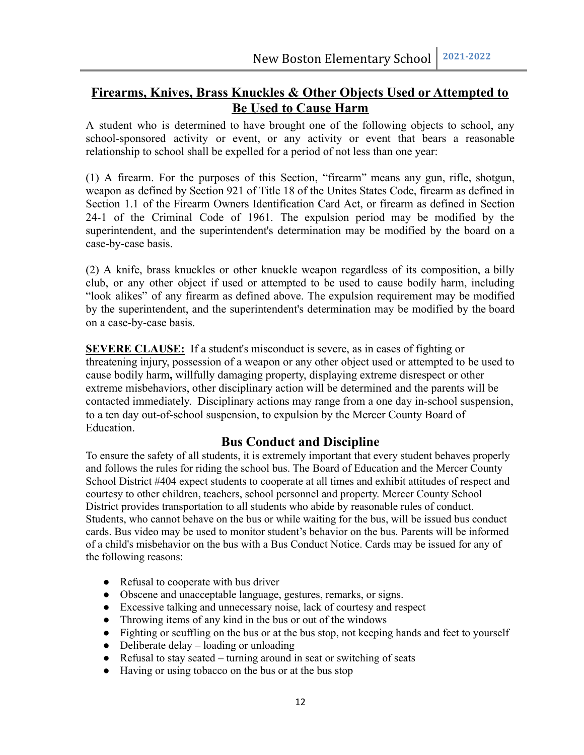## Firearms, Knives, Brass Knuckles & Other Objects Used or Attempted to Be Used to Cause Harm

A student who is determined to have brought one of the following objects to school, any school-sponsored activity or event, or any activity or event that bears a reasonable relationship to school shall be expelled for a period of not less than one year:

(1) A firearm. For the purposes of this Section, "firearm" means any gun, rifle, shotgun, weapon as defined by Section 921 of Title 18 of the Unites States Code, firearm as defined in Section 1.1 of the Firearm Owners Identification Card Act, or firearm as defined in Section 24-1 of the Criminal Code of 1961. The expulsion period may be modified by the superintendent, and the superintendent's determination may be modified by the board on a case-by-case basis.

(2) A knife, brass knuckles or other knuckle weapon regardless of its composition, a billy club, or any other object if used or attempted to be used to cause bodily harm, including "look alikes" of any firearm as defined above. The expulsion requirement may be modified by the superintendent, and the superintendent's determination may be modified by the board on a case-by-case basis.

**SEVERE CLAUSE:** If a student's misconduct is severe, as in cases of fighting or threatening injury, possession of a weapon or any other object used or attempted to be used to cause bodily harm**,** willfully damaging property, displaying extreme disrespect or other extreme misbehaviors, other disciplinary action will be determined and the parents will be contacted immediately. Disciplinary actions may range from a one day in-school suspension, to a ten day out-of-school suspension, to expulsion by the Mercer County Board of Education.

## Bus Conduct and Discipline

To ensure the safety of all students, it is extremely important that every student behaves properly and follows the rules for riding the school bus. The Board of Education and the Mercer County School District #404 expect students to cooperate at all times and exhibit attitudes of respect and courtesy to other children, teachers, school personnel and property. Mercer County School District provides transportation to all students who abide by reasonable rules of conduct. Students, who cannot behave on the bus or while waiting for the bus, will be issued bus conduct cards. Bus video may be used to monitor student's behavior on the bus. Parents will be informed of a child's misbehavior on the bus with a Bus Conduct Notice. Cards may be issued for any of the following reasons:

- Refusal to cooperate with bus driver
- Obscene and unacceptable language, gestures, remarks, or signs.
- Excessive talking and unnecessary noise, lack of courtesy and respect
- Throwing items of any kind in the bus or out of the windows
- Fighting or scuffling on the bus or at the bus stop, not keeping hands and feet to yourself
- Deliberate delay – loading or unloading
- Refusal to stay seated – turning around in seat or switching of seats
- Having or using tobacco on the bus or at the bus stop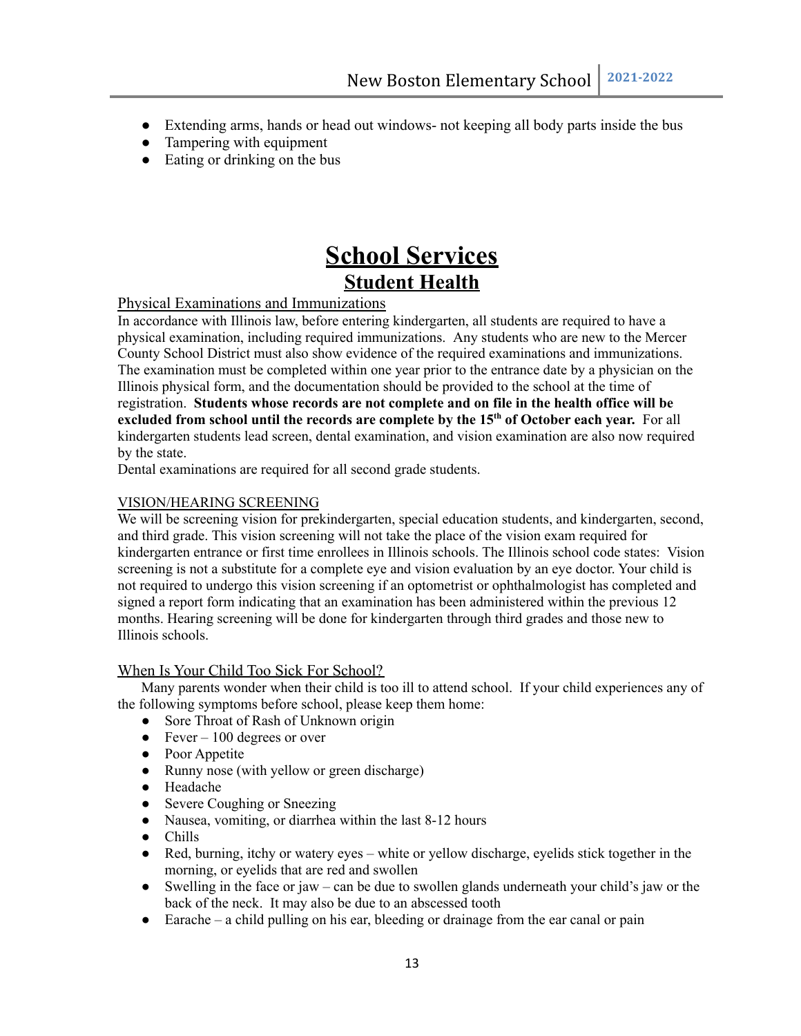- Extending arms, hands or head out windows- not keeping all body parts inside the bus
- Tampering with equipment
- Eating or drinking on the bus

# School Services

## Student Health

### Physical Examinations and Immunizations

In accordance with Illinois law, before entering kindergarten, all students are required to have a physical examination, including required immunizations. Any students who are new to the Mercer County School District must also show evidence of the required examinations and immunizations. The examination must be completed within one year prior to the entrance date by a physician on the Illinois physical form, and the documentation should be provided to the school at the time of registration. **Students whose records are not complete and on file in the health office will be excluded from school until the records are complete by the 15th of October each year.** For all kindergarten students lead screen, dental examination, and vision examination are also now required by the state.

Dental examinations are required for all second grade students.

### VISION/HEARING SCREENING

We will be screening vision for prekindergarten, special education students, and kindergarten, second, and third grade. This vision screening will not take the place of the vision exam required for kindergarten entrance or first time enrollees in Illinois schools. The Illinois school code states: Vision screening is not a substitute for a complete eye and vision evaluation by an eye doctor. Your child is not required to undergo this vision screening if an optometrist or ophthalmologist has completed and signed a report form indicating that an examination has been administered within the previous 12 months. Hearing screening will be done for kindergarten through third grades and those new to Illinois schools.

### When Is Your Child Too Sick For School?

Many parents wonder when their child is too ill to attend school. If your child experiences any of the following symptoms before school, please keep them home:

- Sore Throat of Rash of Unknown origin
- Fever – 100 degrees or over
- Poor Appetite
- Runny nose (with yellow or green discharge)
- Headache
- Severe Coughing or Sneezing
- Nausea, vomiting, or diarrhea within the last 8-12 hours
- Chills
- Red, burning, itchy or watery eyes – white or yellow discharge, eyelids stick together in the morning, or eyelids that are red and swollen
- Swelling in the face or jaw – can be due to swollen glands underneath your child's jaw or the back of the neck. It may also be due to an abscessed tooth
- Earache – a child pulling on his ear, bleeding or drainage from the ear canal or pain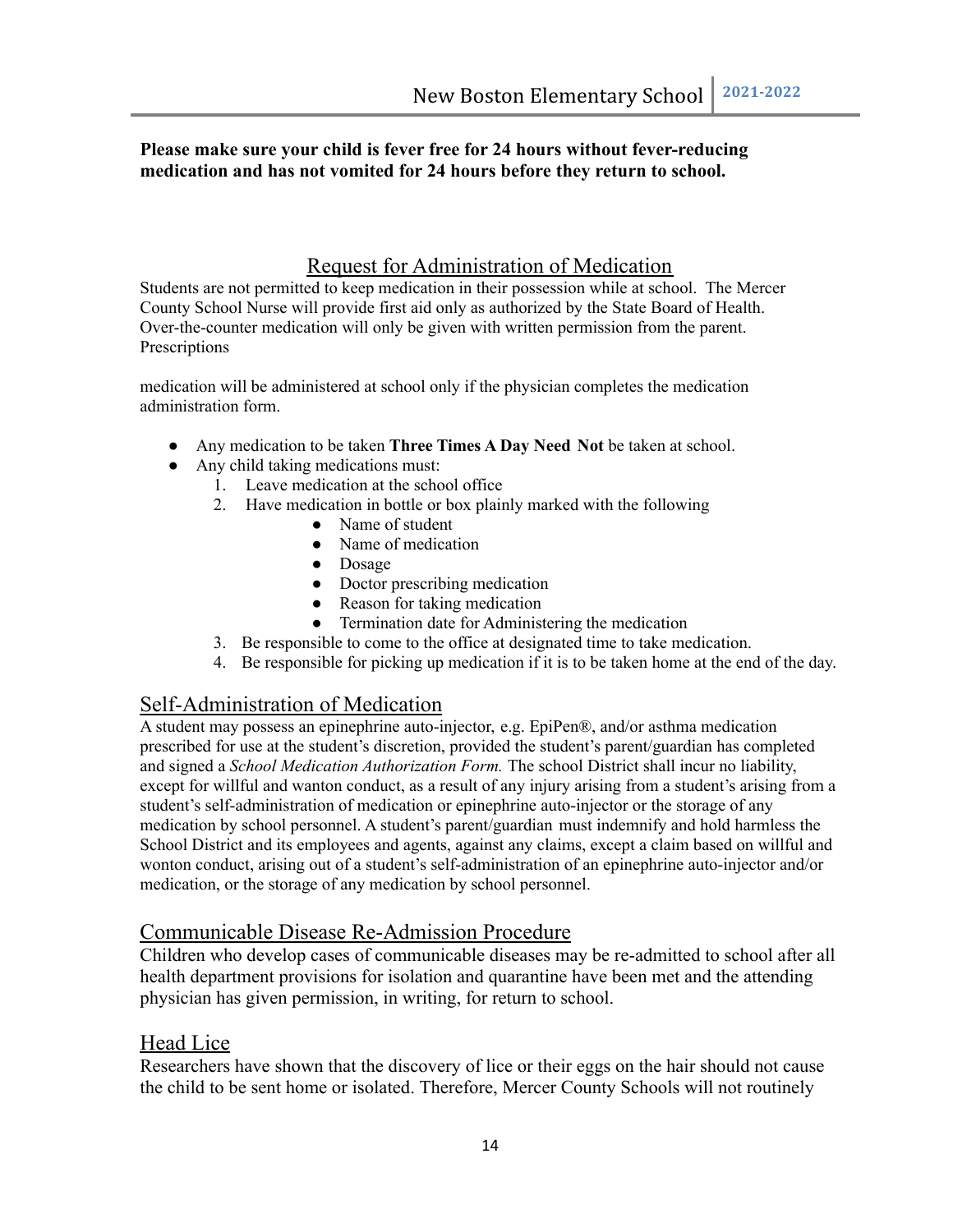**Please make sure your child is fever free for 24 hours without fever-reducing medication and has not vomited for 24 hours before they return to school.**

## Request for Administration of Medication

Students are not permitted to keep medication in their possession while at school. The Mercer County School Nurse will provide first aid only as authorized by the State Board of Health. Over-the-counter medication will only be given with written permission from the parent. Prescriptions

medication will be administered at school only if the physician completes the medication administration form.

- Any medication to be taken **Three Times A Day Need Not** be taken at school.
- Any child taking medications must:
  1. Leave medication at the school office
  2. Have medication in bottle or box plainly marked with the following
     - Name of student
     - Name of medication
     - Dosage
     - Doctor prescribing medication
     - Reason for taking medication
     - Termination date for Administering the medication
  3. Be responsible to come to the office at designated time to take medication.
  4. Be responsible for picking up medication if it is to be taken home at the end of the day.

## Self-Administration of Medication

A student may possess an epinephrine auto-injector, e.g. EpiPen®, and/or asthma medication prescribed for use at the student's discretion, provided the student's parent/guardian has completed and signed a *School Medication Authorization Form.* The school District shall incur no liability, except for willful and wanton conduct, as a result of any injury arising from a student's arising from a student's self-administration of medication or epinephrine auto-injector or the storage of any medication by school personnel. A student's parent/guardian must indemnify and hold harmless the School District and its employees and agents, against any claims, except a claim based on willful and wonton conduct, arising out of a student's self-administration of an epinephrine auto-injector and/or medication, or the storage of any medication by school personnel.

## Communicable Disease Re-Admission Procedure

Children who develop cases of communicable diseases may be re-admitted to school after all health department provisions for isolation and quarantine have been met and the attending physician has given permission, in writing, for return to school.

## Head Lice

Researchers have shown that the discovery of lice or their eggs on the hair should not cause the child to be sent home or isolated. Therefore, Mercer County Schools will not routinely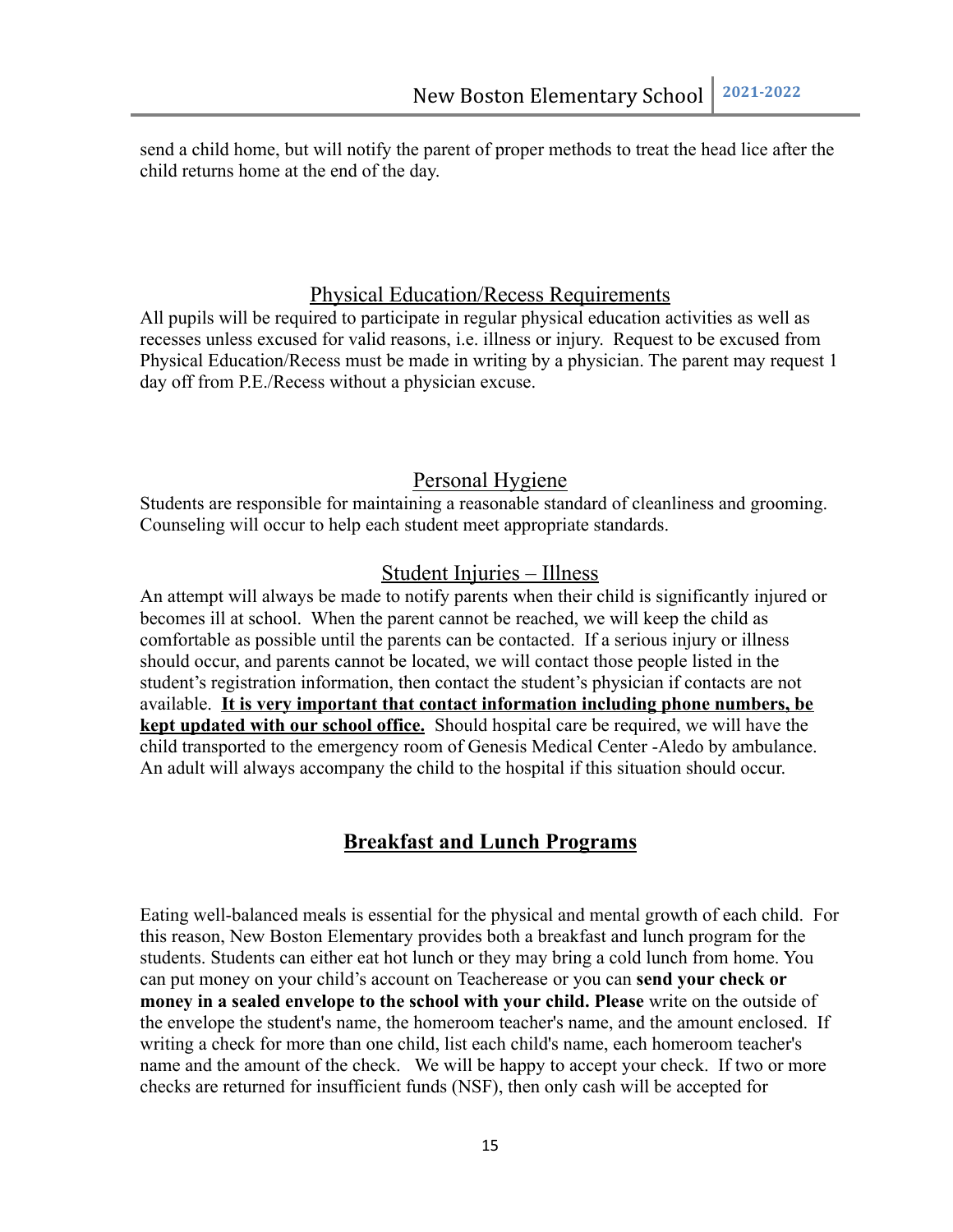send a child home, but will notify the parent of proper methods to treat the head lice after the child returns home at the end of the day.

## Physical Education/Recess Requirements

All pupils will be required to participate in regular physical education activities as well as recesses unless excused for valid reasons, i.e. illness or injury. Request to be excused from Physical Education/Recess must be made in writing by a physician. The parent may request 1 day off from P.E./Recess without a physician excuse.

## Personal Hygiene

Students are responsible for maintaining a reasonable standard of cleanliness and grooming. Counseling will occur to help each student meet appropriate standards.

## Student Injuries – Illness

An attempt will always be made to notify parents when their child is significantly injured or becomes ill at school. When the parent cannot be reached, we will keep the child as comfortable as possible until the parents can be contacted. If a serious injury or illness should occur, and parents cannot be located, we will contact those people listed in the student's registration information, then contact the student's physician if contacts are not available. **It is very important that contact information including phone numbers, be kept updated with our school office.** Should hospital care be required, we will have the child transported to the emergency room of Genesis Medical Center -Aledo by ambulance. An adult will always accompany the child to the hospital if this situation should occur.

## **Breakfast and Lunch Programs**

Eating well-balanced meals is essential for the physical and mental growth of each child. For this reason, New Boston Elementary provides both a breakfast and lunch program for the students. Students can either eat hot lunch or they may bring a cold lunch from home. You can put money on your child's account on Teacherease or you can **send your check or money in a sealed envelope to the school with your child. Please** write on the outside of the envelope the student's name, the homeroom teacher's name, and the amount enclosed. If writing a check for more than one child, list each child's name, each homeroom teacher's name and the amount of the check. We will be happy to accept your check. If two or more checks are returned for insufficient funds (NSF), then only cash will be accepted for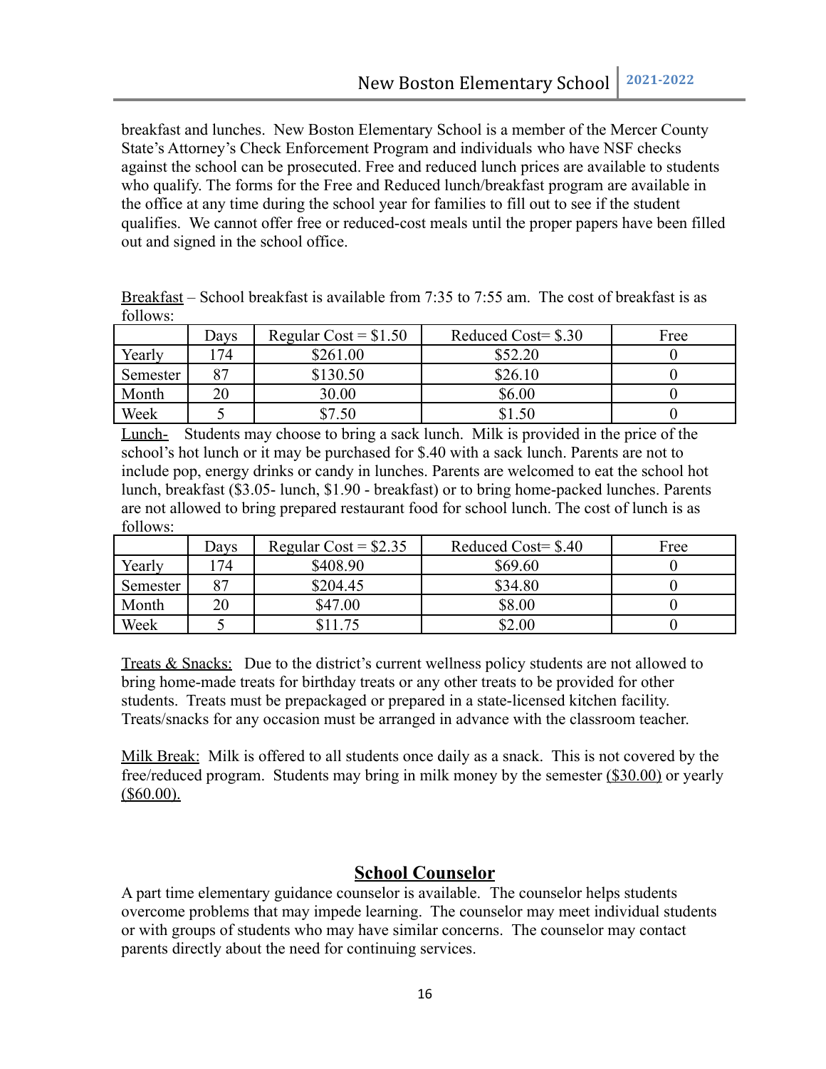breakfast and lunches. New Boston Elementary School is a member of the Mercer County State's Attorney's Check Enforcement Program and individuals who have NSF checks against the school can be prosecuted. Free and reduced lunch prices are available to students who qualify. The forms for the Free and Reduced lunch/breakfast program are available in the office at any time during the school year for families to fill out to see if the student qualifies. We cannot offer free or reduced-cost meals until the proper papers have been filled out and signed in the school office.

Breakfast – School breakfast is available from 7:35 to 7:55 am. The cost of breakfast is as follows:

| | Days | Regular Cost = $1.50 | Reduced Cost= $.30 | Free |
|---|---|---|---|---|
| Yearly | 174 | $261.00 | $52.20 | 0 |
| Semester | 87 | $130.50 | $26.10 | 0 |
| Month | 20 | 30.00 | $6.00 | 0 |
| Week | 5 | $7.50 | $1.50 | 0 |

Lunch- Students may choose to bring a sack lunch. Milk is provided in the price of the school's hot lunch or it may be purchased for $.40 with a sack lunch. Parents are not to include pop, energy drinks or candy in lunches. Parents are welcomed to eat the school hot lunch, breakfast ($3.05- lunch, $1.90 - breakfast) or to bring home-packed lunches. Parents are not allowed to bring prepared restaurant food for school lunch. The cost of lunch is as follows:

| | Days | Regular Cost = $2.35 | Reduced Cost= $.40 | Free |
|---|---|---|---|---|
| Yearly | 174 | $408.90 | $69.60 | 0 |
| Semester | 87 | $204.45 | $34.80 | 0 |
| Month | 20 | $47.00 | $8.00 | 0 |
| Week | 5 | $11.75 | $2.00 | 0 |

Treats & Snacks: Due to the district's current wellness policy students are not allowed to bring home-made treats for birthday treats or any other treats to be provided for other students. Treats must be prepackaged or prepared in a state-licensed kitchen facility. Treats/snacks for any occasion must be arranged in advance with the classroom teacher.

Milk Break: Milk is offered to all students once daily as a snack. This is not covered by the free/reduced program. Students may bring in milk money by the semester ($30.00) or yearly ($60.00).

## School Counselor

A part time elementary guidance counselor is available. The counselor helps students overcome problems that may impede learning. The counselor may meet individual students or with groups of students who may have similar concerns. The counselor may contact parents directly about the need for continuing services.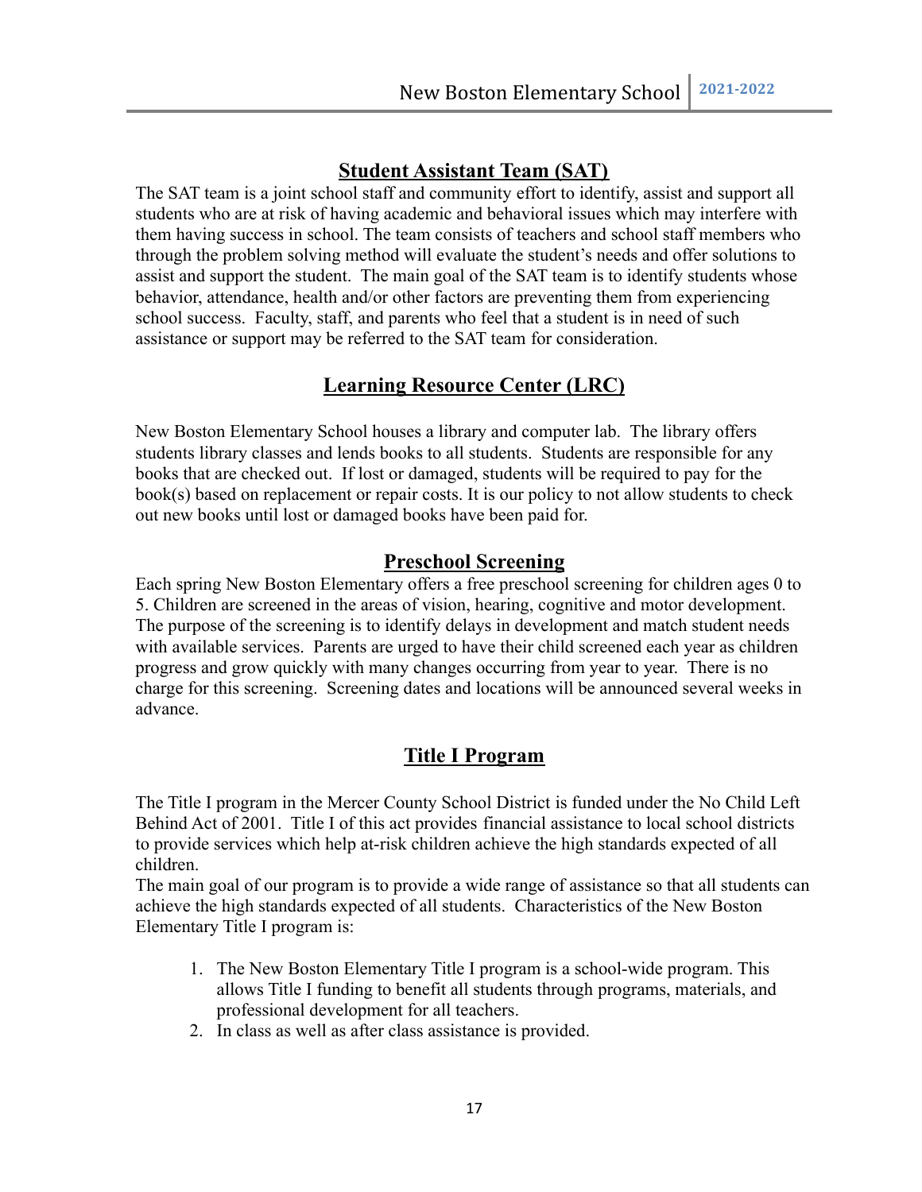## Student Assistant Team (SAT)

The SAT team is a joint school staff and community effort to identify, assist and support all students who are at risk of having academic and behavioral issues which may interfere with them having success in school. The team consists of teachers and school staff members who through the problem solving method will evaluate the student's needs and offer solutions to assist and support the student. The main goal of the SAT team is to identify students whose behavior, attendance, health and/or other factors are preventing them from experiencing school success. Faculty, staff, and parents who feel that a student is in need of such assistance or support may be referred to the SAT team for consideration.

## Learning Resource Center (LRC)

New Boston Elementary School houses a library and computer lab. The library offers students library classes and lends books to all students. Students are responsible for any books that are checked out. If lost or damaged, students will be required to pay for the book(s) based on replacement or repair costs. It is our policy to not allow students to check out new books until lost or damaged books have been paid for.

## Preschool Screening

Each spring New Boston Elementary offers a free preschool screening for children ages 0 to 5. Children are screened in the areas of vision, hearing, cognitive and motor development. The purpose of the screening is to identify delays in development and match student needs with available services. Parents are urged to have their child screened each year as children progress and grow quickly with many changes occurring from year to year. There is no charge for this screening. Screening dates and locations will be announced several weeks in advance.

## Title I Program

The Title I program in the Mercer County School District is funded under the No Child Left Behind Act of 2001. Title I of this act provides financial assistance to local school districts to provide services which help at-risk children achieve the high standards expected of all children.

The main goal of our program is to provide a wide range of assistance so that all students can achieve the high standards expected of all students. Characteristics of the New Boston Elementary Title I program is:

1. The New Boston Elementary Title I program is a school-wide program. This allows Title I funding to benefit all students through programs, materials, and professional development for all teachers.
2. In class as well as after class assistance is provided.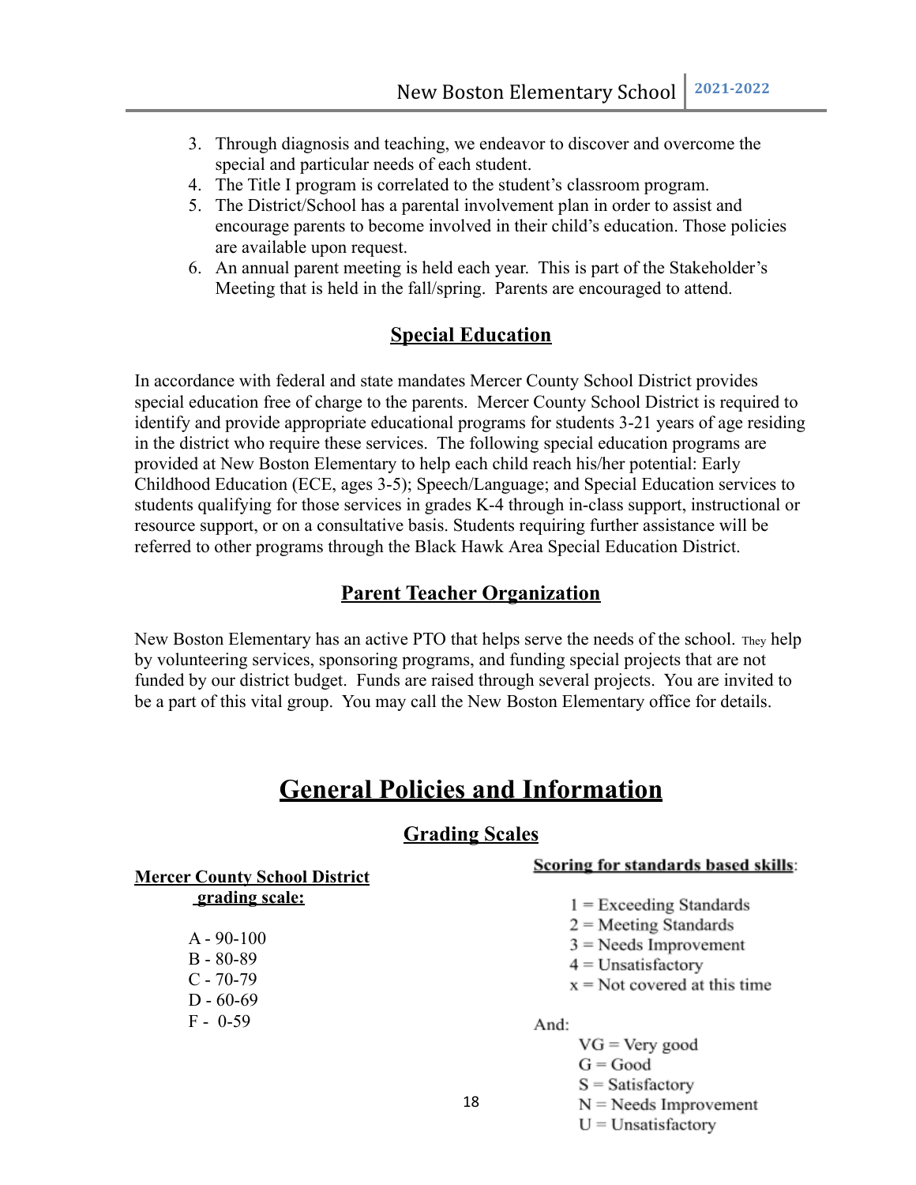3. Through diagnosis and teaching, we endeavor to discover and overcome the special and particular needs of each student.
4. The Title I program is correlated to the student's classroom program.
5. The District/School has a parental involvement plan in order to assist and encourage parents to become involved in their child's education. Those policies are available upon request.
6. An annual parent meeting is held each year. This is part of the Stakeholder's Meeting that is held in the fall/spring. Parents are encouraged to attend.

## Special Education

In accordance with federal and state mandates Mercer County School District provides special education free of charge to the parents. Mercer County School District is required to identify and provide appropriate educational programs for students 3-21 years of age residing in the district who require these services. The following special education programs are provided at New Boston Elementary to help each child reach his/her potential: Early Childhood Education (ECE, ages 3-5); Speech/Language; and Special Education services to students qualifying for those services in grades K-4 through in-class support, instructional or resource support, or on a consultative basis. Students requiring further assistance will be referred to other programs through the Black Hawk Area Special Education District.

## Parent Teacher Organization

New Boston Elementary has an active PTO that helps serve the needs of the school. They help by volunteering services, sponsoring programs, and funding special projects that are not funded by our district budget. Funds are raised through several projects. You are invited to be a part of this vital group. You may call the New Boston Elementary office for details.

# General Policies and Information

## Grading Scales

**Mercer County School District grading scale:**

A - 90-100
B - 80-89
C - 70-79
D - 60-69
F - 0-59

**Scoring for standards based skills:**

1 = Exceeding Standards
2 = Meeting Standards
3 = Needs Improvement
4 = Unsatisfactory
x = Not covered at this time

And:

VG = Very good
G = Good
S = Satisfactory
N = Needs Improvement
U = Unsatisfactory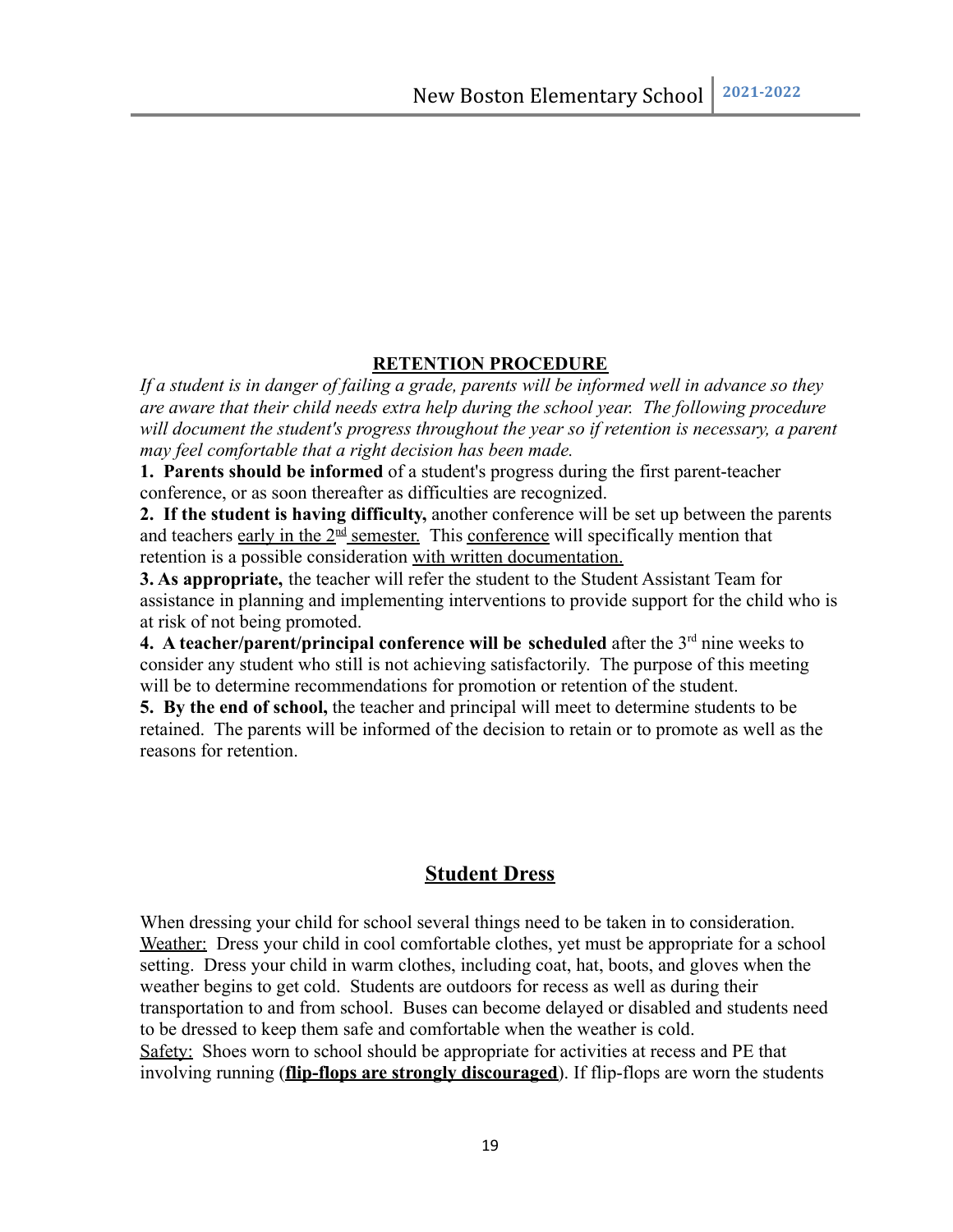## RETENTION PROCEDURE

*If a student is in danger of failing a grade, parents will be informed well in advance so they are aware that their child needs extra help during the school year. The following procedure will document the student's progress throughout the year so if retention is necessary, a parent may feel comfortable that a right decision has been made.*

**1. Parents should be informed** of a student's progress during the first parent-teacher conference, or as soon thereafter as difficulties are recognized.

**2. If the student is having difficulty,** another conference will be set up between the parents and teachers early in the 2nd semester. This conference will specifically mention that retention is a possible consideration with written documentation.

**3. As appropriate,** the teacher will refer the student to the Student Assistant Team for assistance in planning and implementing interventions to provide support for the child who is at risk of not being promoted.

**4. A teacher/parent/principal conference will be scheduled** after the 3rd nine weeks to consider any student who still is not achieving satisfactorily. The purpose of this meeting will be to determine recommendations for promotion or retention of the student.

**5. By the end of school,** the teacher and principal will meet to determine students to be retained. The parents will be informed of the decision to retain or to promote as well as the reasons for retention.

## Student Dress

When dressing your child for school several things need to be taken in to consideration.
Weather: Dress your child in cool comfortable clothes, yet must be appropriate for a school setting. Dress your child in warm clothes, including coat, hat, boots, and gloves when the weather begins to get cold. Students are outdoors for recess as well as during their transportation to and from school. Buses can become delayed or disabled and students need to be dressed to keep them safe and comfortable when the weather is cold.
Safety: Shoes worn to school should be appropriate for activities at recess and PE that involving running (**flip-flops are strongly discouraged**). If flip-flops are worn the students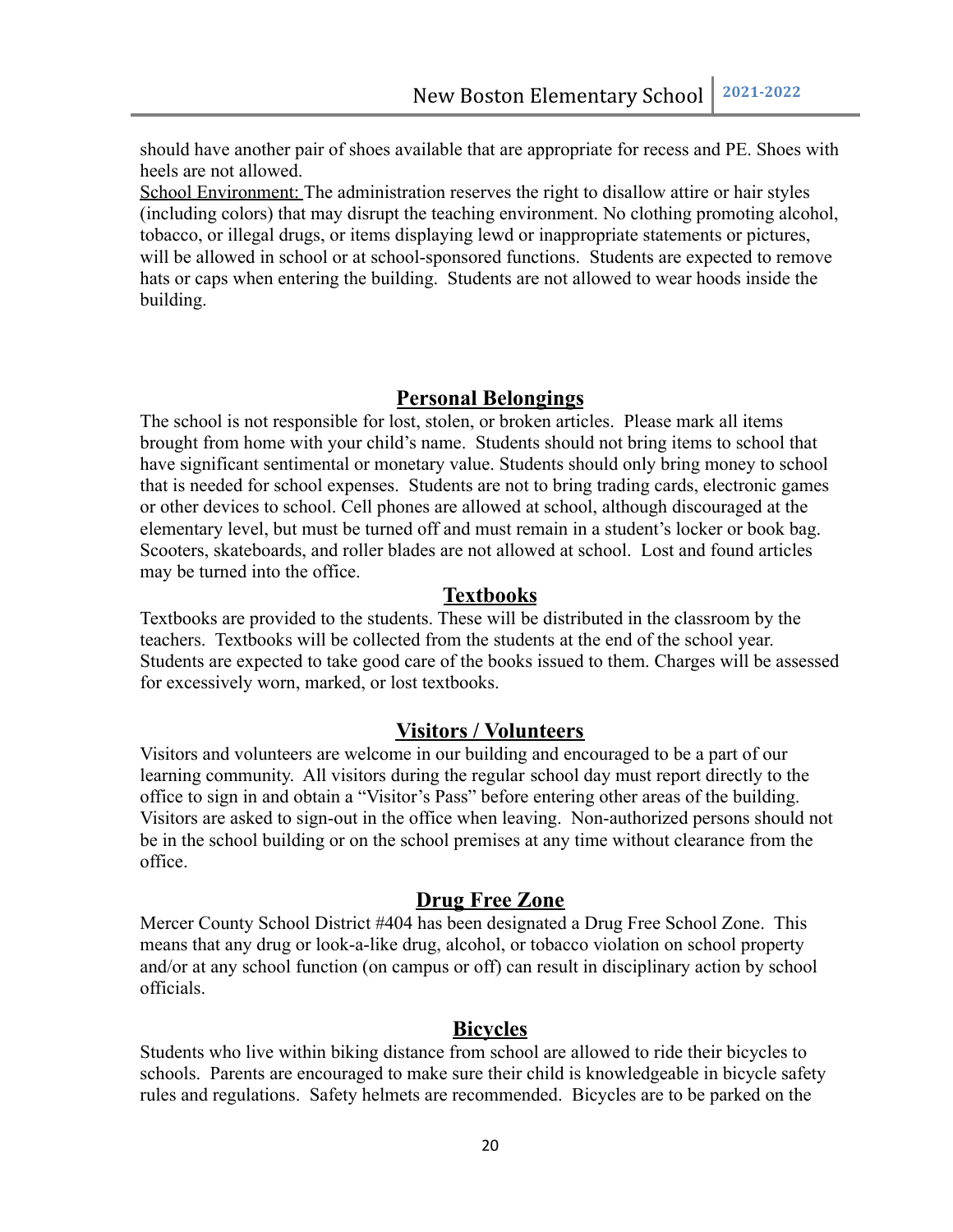should have another pair of shoes available that are appropriate for recess and PE. Shoes with heels are not allowed.

School Environment: The administration reserves the right to disallow attire or hair styles (including colors) that may disrupt the teaching environment. No clothing promoting alcohol, tobacco, or illegal drugs, or items displaying lewd or inappropriate statements or pictures, will be allowed in school or at school-sponsored functions. Students are expected to remove hats or caps when entering the building. Students are not allowed to wear hoods inside the building.

## Personal Belongings

The school is not responsible for lost, stolen, or broken articles. Please mark all items brought from home with your child's name. Students should not bring items to school that have significant sentimental or monetary value. Students should only bring money to school that is needed for school expenses. Students are not to bring trading cards, electronic games or other devices to school. Cell phones are allowed at school, although discouraged at the elementary level, but must be turned off and must remain in a student's locker or book bag. Scooters, skateboards, and roller blades are not allowed at school. Lost and found articles may be turned into the office.

## Textbooks

Textbooks are provided to the students. These will be distributed in the classroom by the teachers. Textbooks will be collected from the students at the end of the school year. Students are expected to take good care of the books issued to them. Charges will be assessed for excessively worn, marked, or lost textbooks.

## Visitors / Volunteers

Visitors and volunteers are welcome in our building and encouraged to be a part of our learning community. All visitors during the regular school day must report directly to the office to sign in and obtain a "Visitor's Pass" before entering other areas of the building. Visitors are asked to sign-out in the office when leaving. Non-authorized persons should not be in the school building or on the school premises at any time without clearance from the office.

## Drug Free Zone

Mercer County School District #404 has been designated a Drug Free School Zone. This means that any drug or look-a-like drug, alcohol, or tobacco violation on school property and/or at any school function (on campus or off) can result in disciplinary action by school officials.

## Bicycles

Students who live within biking distance from school are allowed to ride their bicycles to schools. Parents are encouraged to make sure their child is knowledgeable in bicycle safety rules and regulations. Safety helmets are recommended. Bicycles are to be parked on the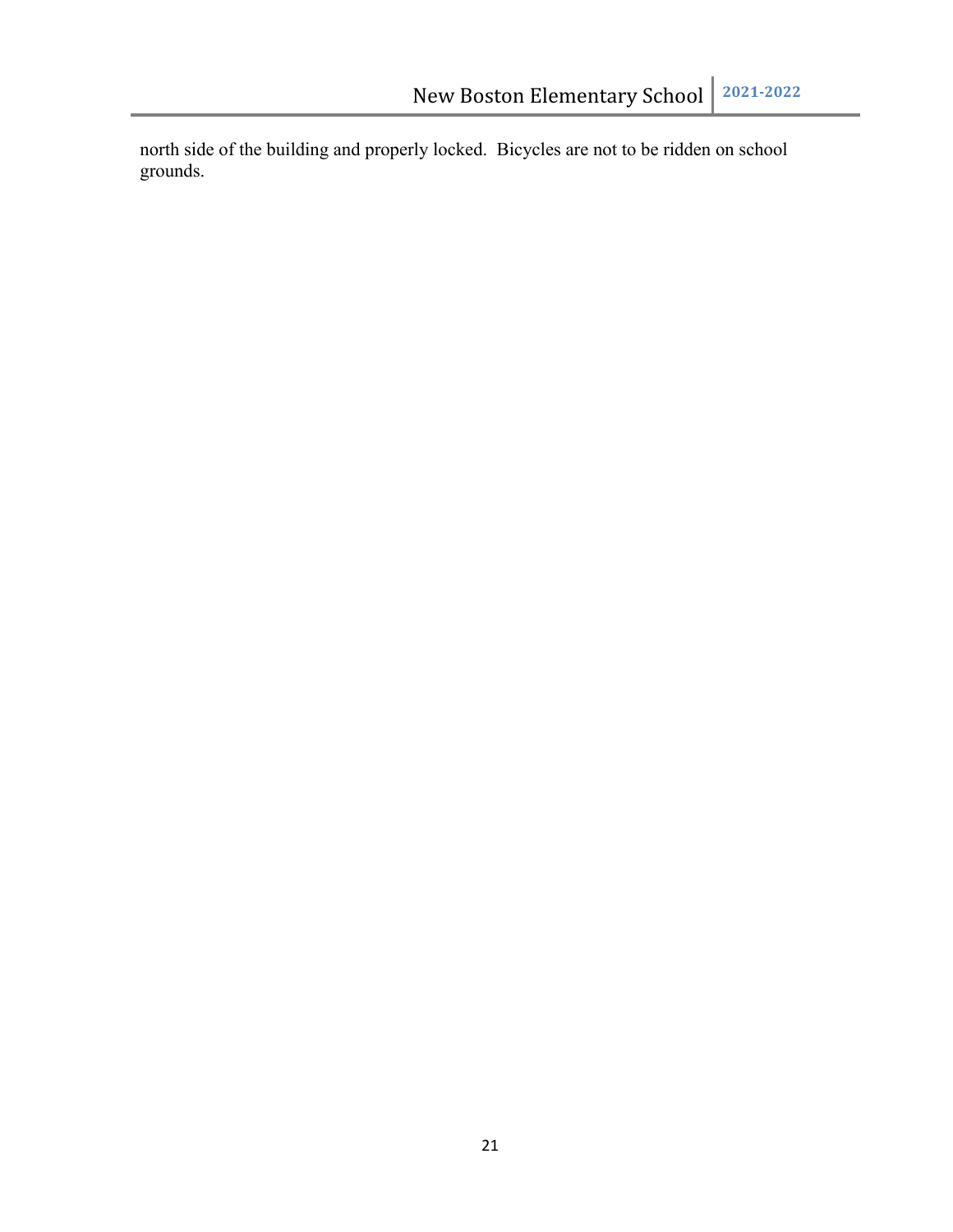north side of the building and properly locked. Bicycles are not to be ridden on school grounds.